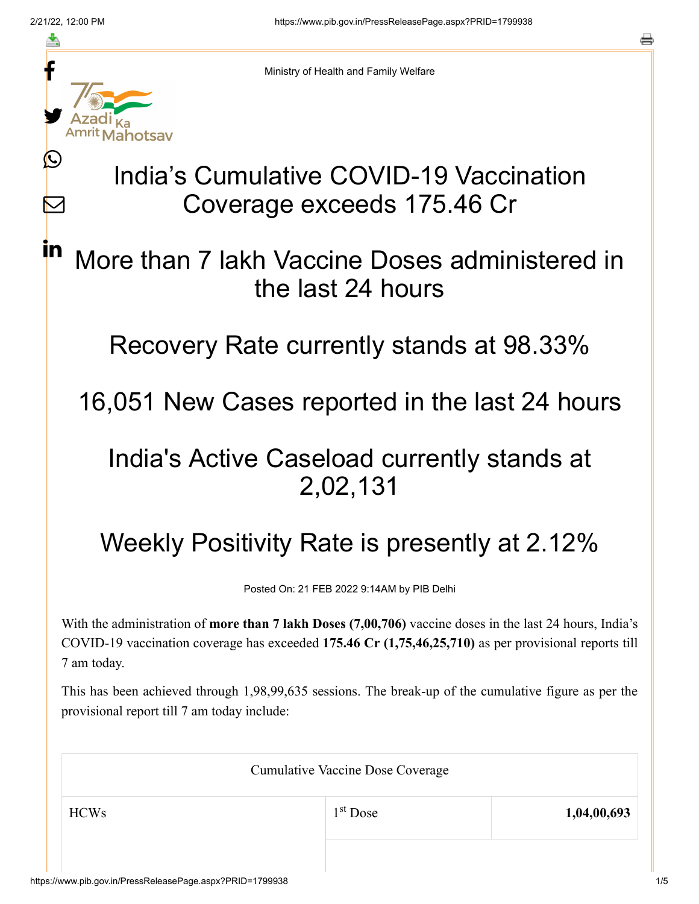Ministry of Health and Family Welfare

# India's Cumulative COVID-19 Vaccination Coverage exceeds 175.46 Cr

## More than 7 lakh Vaccine Doses administered in the last 24 hours

## Recovery Rate currently stands at 98.33%

## 16,051 New Cases reported in the last 24 hours

## India's Active Caseload currently stands at 2,02,131

## Weekly Positivity Rate is presently at 2.12%

Posted On: 21 FEB 2022 9:14AM by PIB Delhi

With the administration of **more than 7 lakh Doses (7,00,706)** vaccine doses in the last 24 hours, India's COVID-19 vaccination coverage has exceeded **175.46 Cr (1,75,46,25,710)** as per provisional reports till 7 am today.

This has been achieved through 1,98,99,635 sessions. The break-up of the cumulative figure as per the provisional report till 7 am today include:

| Cumulative Vaccine Dose Coverage | | |
|---|---|---|
| HCWs | 1st Dose | **1,04,00,693** |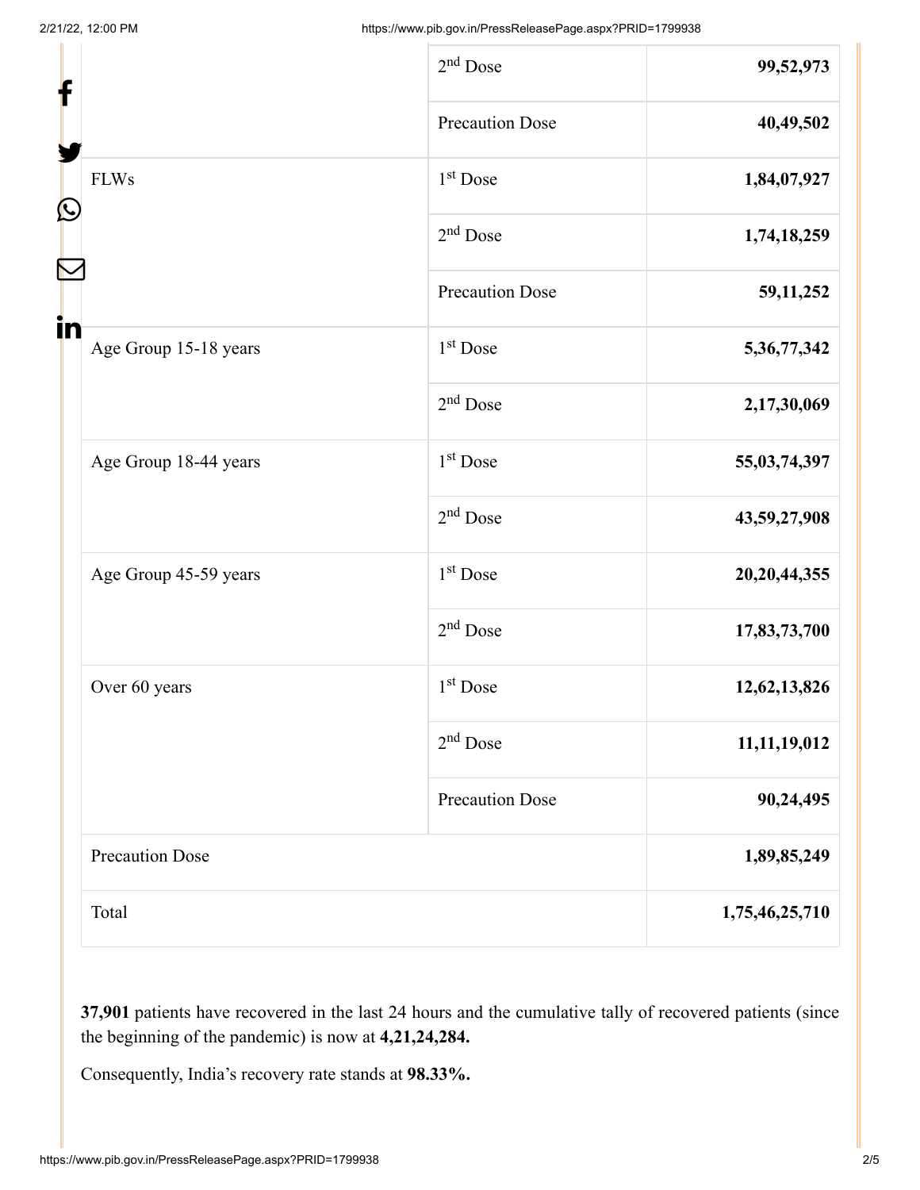| | | |
|---|---|---|
| | 2nd Dose | **99,52,973** |
| | Precaution Dose | **40,49,502** |
| FLWs | 1st Dose | **1,84,07,927** |
| | 2nd Dose | **1,74,18,259** |
| | Precaution Dose | **59,11,252** |
| Age Group 15-18 years | 1st Dose | **5,36,77,342** |
| | 2nd Dose | **2,17,30,069** |
| Age Group 18-44 years | 1st Dose | **55,03,74,397** |
| | 2nd Dose | **43,59,27,908** |
| Age Group 45-59 years | 1st Dose | **20,20,44,355** |
| | 2nd Dose | **17,83,73,700** |
| Over 60 years | 1st Dose | **12,62,13,826** |
| | 2nd Dose | **11,11,19,012** |
| | Precaution Dose | **90,24,495** |
| Precaution Dose | | **1,89,85,249** |
| Total | | **1,75,46,25,710** |

**37,901** patients have recovered in the last 24 hours and the cumulative tally of recovered patients (since the beginning of the pandemic) is now at **4,21,24,284.**

Consequently, India's recovery rate stands at **98.33%.**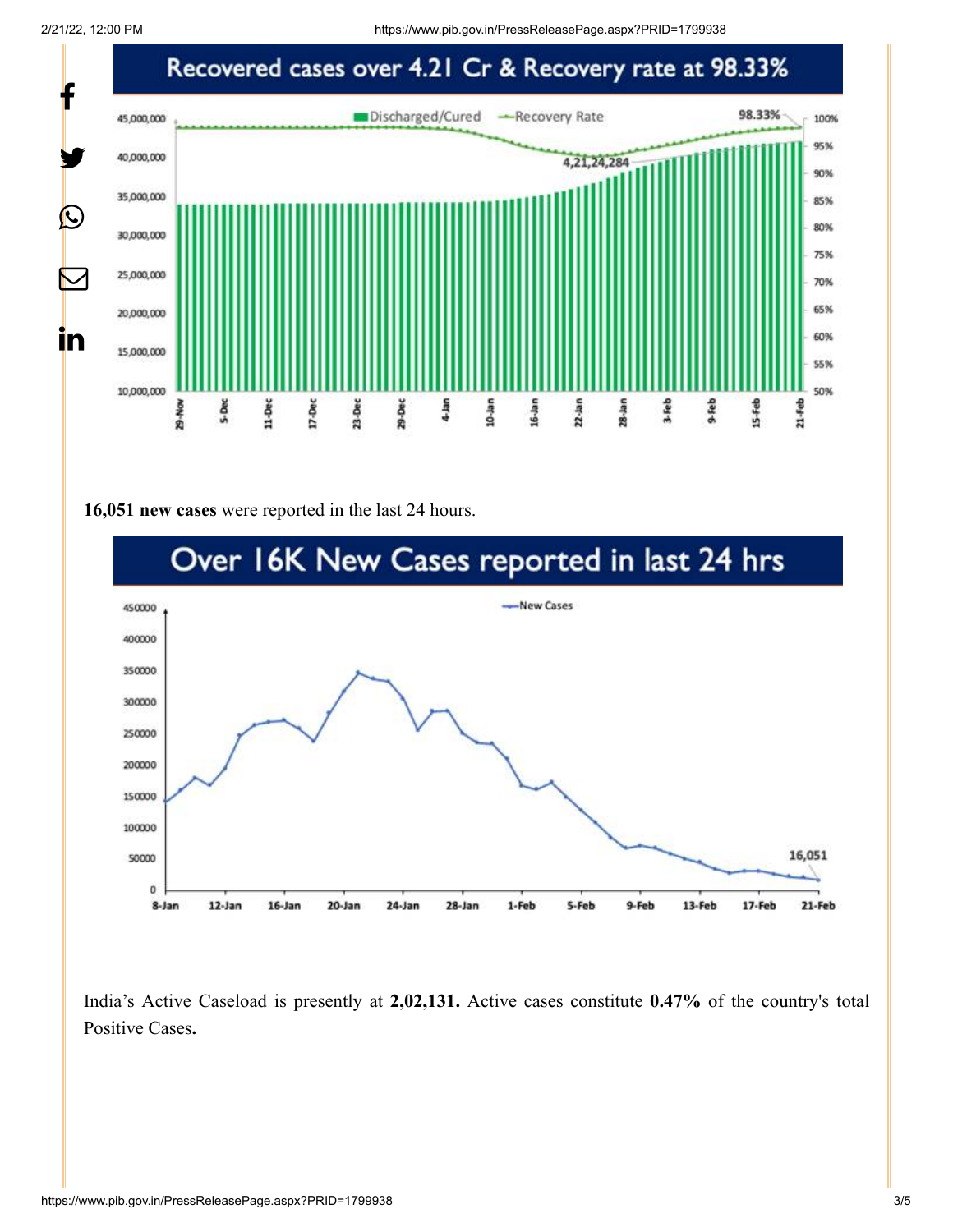16,051 new cases were reported in the last 24 hours.

India's Active Caseload is presently at **2,02,131.** Active cases constitute **0.47%** of the country's total Positive Cases**.**

**16,051 new cases** were reported in the last 24 hours.

India's Active Caseload is presently at **2,02,131.** Active cases constitute **0.47%** of the country's total Positive Cases**.**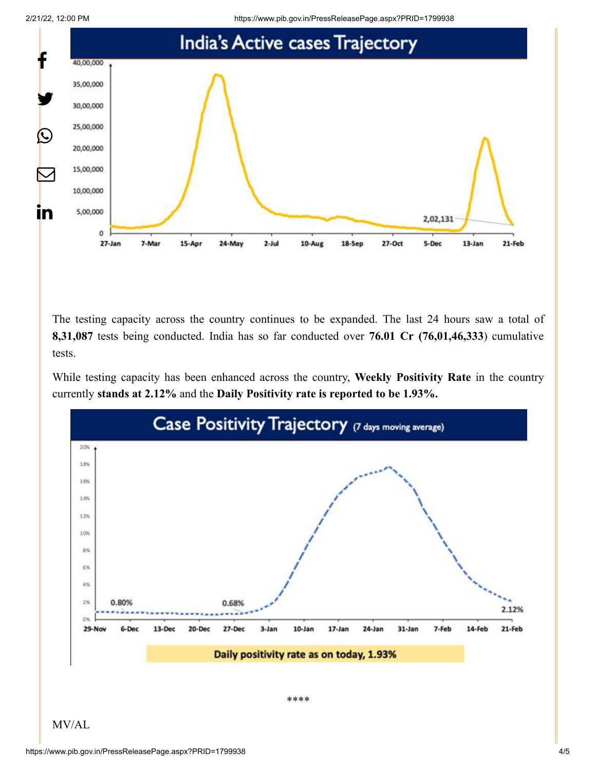The testing capacity across the country continues to be expanded. The last 24 hours saw a total of **8,31,087** tests being conducted. India has so far conducted over **76.01 Cr (76,01,46,333**) cumulative tests.

While testing capacity has been enhanced across the country, **Weekly Positivity Rate** in the country currently **stands at 2.12%** and the **Daily Positivity rate is reported to be 1.93%.**

****

MV/AL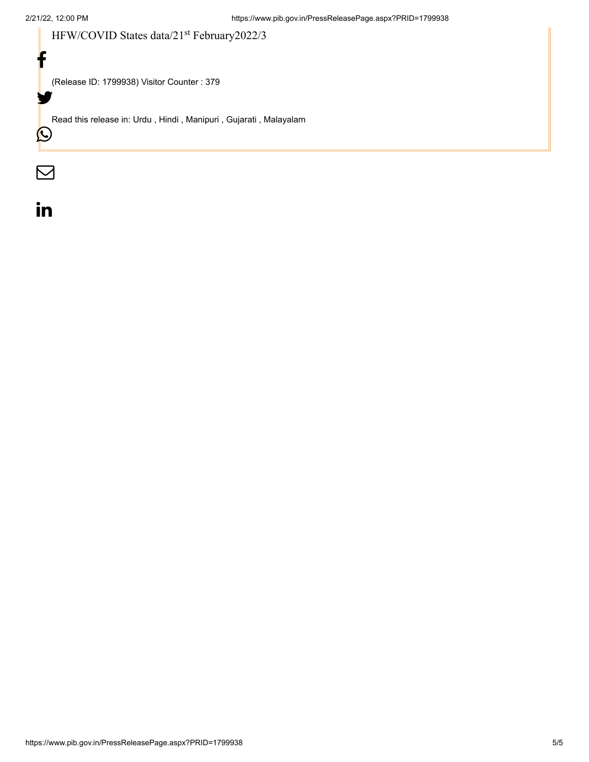HFW/COVID States data/21st February2022/3

(Release ID: 1799938) Visitor Counter : 379

Read this release in: Urdu , Hindi , Manipuri , Gujarati , Malayalam